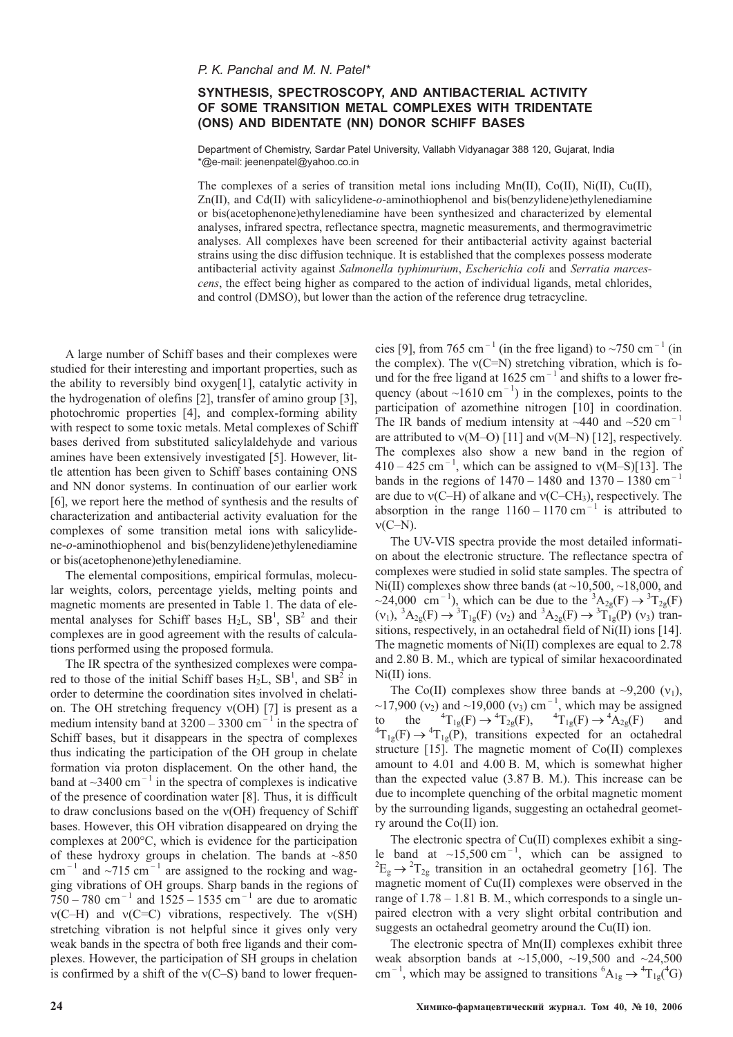*P. K. Panchal and M. N. Patel**

# SYNTHESIS, SPECTROSCOPY, AND ANTIBACTERIAL ACTIVITY OF SOME TRANSITION METAL COMPLEXES WITH TRIDENTATE (ONS) AND BIDENTATE (NN) DONOR SCHIFF BASES

Department of Chemistry, Sardar Patel University, Vallabh Vidyanagar 388 120, Gujarat, India
*@e-mail: jeenenpatel@yahoo.co.in

The complexes of a series of transition metal ions including Mn(II), Co(II), Ni(II), Cu(II), Zn(II), and Cd(II) with salicylidene-*o*-aminothiophenol and bis(benzylidene)ethylenediamine or bis(acetophenone)ethylenediamine have been synthesized and characterized by elemental analyses, infrared spectra, reflectance spectra, magnetic measurements, and thermogravimetric analyses. All complexes have been screened for their antibacterial activity against bacterial strains using the disc diffusion technique. It is established that the complexes possess moderate antibacterial activity against *Salmonella typhimurium*, *Escherichia coli* and *Serratia marcescens*, the effect being higher as compared to the action of individual ligands, metal chlorides, and control (DMSO), but lower than the action of the reference drug tetracycline.

A large number of Schiff bases and their complexes were studied for their interesting and important properties, such as the ability to reversibly bind oxygen[1], catalytic activity in the hydrogenation of olefins [2], transfer of amino group [3], photochromic properties [4], and complex-forming ability with respect to some toxic metals. Metal complexes of Schiff bases derived from substituted salicylaldehyde and various amines have been extensively investigated [5]. However, little attention has been given to Schiff bases containing ONS and NN donor systems. In continuation of our earlier work [6], we report here the method of synthesis and the results of characterization and antibacterial activity evaluation for the complexes of some transition metal ions with salicylidene-*o*-aminothiophenol and bis(benzylidene)ethylenediamine or bis(acetophenone)ethylenediamine.

The elemental compositions, empirical formulas, molecular weights, colors, percentage yields, melting points and magnetic moments are presented in Table 1. The data of elemental analyses for Schiff bases $H_2L$, $SB^1$, $SB^2$ and their complexes are in good agreement with the results of calculations performed using the proposed formula.

The IR spectra of the synthesized complexes were compared to those of the initial Schiff bases $H_2L$, $SB^1$, and $SB^2$ in order to determine the coordination sites involved in chelation. The OH stretching frequency ν(OH) [7] is present as a medium intensity band at $3200 - 3300$ cm$^{-1}$ in the spectra of Schiff bases, but it disappears in the spectra of complexes thus indicating the participation of the OH group in chelate formation via proton displacement. On the other hand, the band at ~3400 cm$^{-1}$ in the spectra of complexes is indicative of the presence of coordination water [8]. Thus, it is difficult to draw conclusions based on the ν(OH) frequency of Schiff bases. However, this OH vibration disappeared on drying the complexes at 200°C, which is evidence for the participation of these hydroxy groups in chelation. The bands at ~850 cm$^{-1}$ and ~715 cm$^{-1}$ are assigned to the rocking and wagging vibrations of OH groups. Sharp bands in the regions of $750 - 780$ cm$^{-1}$ and $1525 - 1535$ cm$^{-1}$ are due to aromatic ν(C–H) and ν(C=C) vibrations, respectively. The ν(SH) stretching vibration is not helpful since it gives only very weak bands in the spectra of both free ligands and their complexes. However, the participation of SH groups in chelation is confirmed by a shift of the ν(C–S) band to lower frequencies [9], from 765 cm$^{-1}$ (in the free ligand) to ~750 cm$^{-1}$ (in the complex). The ν(C=N) stretching vibration, which is found for the free ligand at 1625 cm$^{-1}$ and shifts to a lower frequency (about ~1610 cm$^{-1}$) in the complexes, points to the participation of azomethine nitrogen [10] in coordination. The IR bands of medium intensity at ~440 and ~520 cm$^{-1}$ are attributed to ν(M–O) [11] and ν(M–N) [12], respectively. The complexes also show a new band in the region of $410 - 425$ cm$^{-1}$, which can be assigned to ν(M–S)[13]. The bands in the regions of $1470 - 1480$ and $1370 - 1380$ cm$^{-1}$ are due to ν(C–H) of alkane and ν(C–$CH_3$), respectively. The absorption in the range $1160 - 1170$ cm$^{-1}$ is attributed to ν(C–N).

The UV-VIS spectra provide the most detailed information about the electronic structure. The reflectance spectra of complexes were studied in solid state samples. The spectra of Ni(II) complexes show three bands (at ~10,500, ~18,000, and ~24,000 cm$^{-1}$), which can be due to the ${}^3A_{2g}(F) \rightarrow {}^3T_{2g}(F)$ ($\nu_1$), ${}^3A_{2g}(F) \rightarrow {}^3T_{1g}(F)$ ($\nu_2$) and ${}^3A_{2g}(F) \rightarrow {}^3T_{1g}(P)$ ($\nu_3$) transitions, respectively, in an octahedral field of Ni(II) ions [14]. The magnetic moments of Ni(II) complexes are equal to 2.78 and 2.80 B. M., which are typical of similar hexacoordinated Ni(II) ions.

The Co(II) complexes show three bands at ~9,200 ($\nu_1$), ~17,900 ($\nu_2$) and ~19,000 ($\nu_3$) cm$^{-1}$, which may be assigned to the ${}^4T_{1g}(F) \rightarrow {}^4T_{2g}(F)$, ${}^4T_{1g}(F) \rightarrow {}^4A_{2g}(F)$ and ${}^4T_{1g}(F) \rightarrow {}^4T_{1g}(P)$, transitions expected for an octahedral structure [15]. The magnetic moment of Co(II) complexes amount to 4.01 and 4.00 B. M, which is somewhat higher than the expected value (3.87 B. M.). This increase can be due to incomplete quenching of the orbital magnetic moment by the surrounding ligands, suggesting an octahedral geometry around the Co(II) ion.

The electronic spectra of Cu(II) complexes exhibit a single band at ~15,500 cm$^{-1}$, which can be assigned to ${}^2E_g \rightarrow {}^2T_{2g}$ transition in an octahedral geometry [16]. The magnetic moment of Cu(II) complexes were observed in the range of 1.78 – 1.81 B. M., which corresponds to a single unpaired electron with a very slight orbital contribution and suggests an octahedral geometry around the Cu(II) ion.

The electronic spectra of Mn(II) complexes exhibit three weak absorption bands at ~15,000, ~19,500 and ~24,500 cm$^{-1}$, which may be assigned to transitions ${}^6A_{1g} \rightarrow {}^4T_{1g}({}^4G)$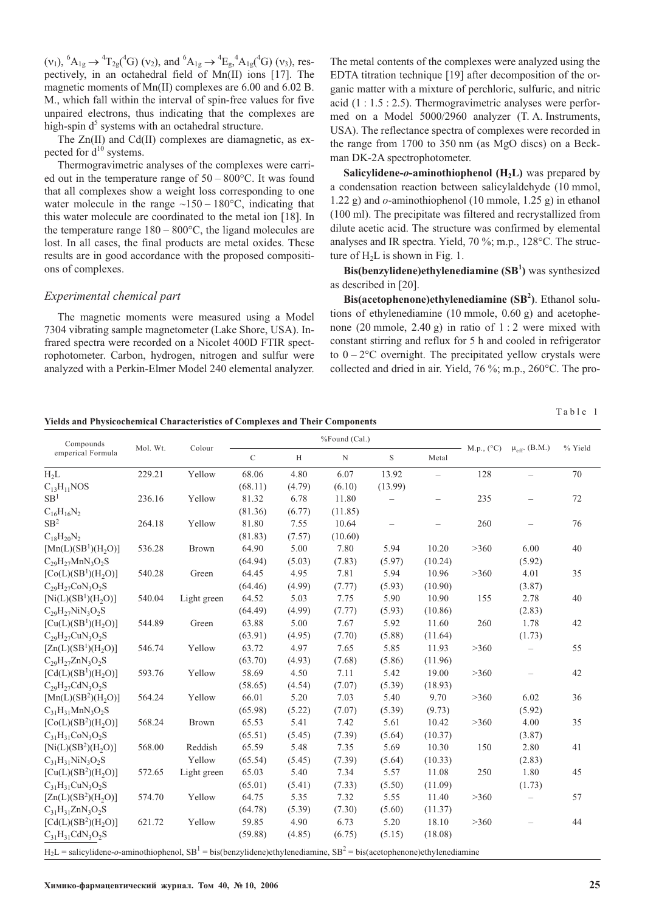($\nu_1$), ${}^6A_{1g} \rightarrow {}^4T_{2g}({}^4G)$ ($\nu_2$), and ${}^6A_{1g} \rightarrow {}^4E_g, {}^4A_{1g}({}^4G)$ ($\nu_3$), respectively, in an octahedral field of Mn(II) ions [17]. The magnetic moments of Mn(II) complexes are 6.00 and 6.02 B. M., which fall within the interval of spin-free values for five unpaired electrons, thus indicating that the complexes are high-spin $d^5$ systems with an octahedral structure.

The Zn(II) and Cd(II) complexes are diamagnetic, as expected for $d^{10}$ systems.

Thermogravimetric analyses of the complexes were carried out in the temperature range of 50 – 800°C. It was found that all complexes show a weight loss corresponding to one water molecule in the range ~150 – 180°C, indicating that this water molecule are coordinated to the metal ion [18]. In the temperature range 180 – 800°C, the ligand molecules are lost. In all cases, the final products are metal oxides. These results are in good accordance with the proposed compositions of complexes.

## *Experimental chemical part*

The magnetic moments were measured using a Model 7304 vibrating sample magnetometer (Lake Shore, USA). Infrared spectra were recorded on a Nicolet 400D FTIR spectrophotometer. Carbon, hydrogen, nitrogen and sulfur were analyzed with a Perkin-Elmer Model 240 elemental analyzer. The metal contents of the complexes were analyzed using the EDTA titration technique [19] after decomposition of the organic matter with a mixture of perchloric, sulfuric, and nitric acid (1 : 1.5 : 2.5). Thermogravimetric analyses were performed on a Model 5000/2960 analyzer (T. A. Instruments, USA). The reflectance spectra of complexes were recorded in the range from 1700 to 350 nm (as MgO discs) on a Beckman DK-2A spectrophotometer.

**Salicylidene-*o*-aminothiophenol ($H_2L$)** was prepared by a condensation reaction between salicylaldehyde (10 mmol, 1.22 g) and *o*-aminothiophenol (10 mmole, 1.25 g) in ethanol (100 ml). The precipitate was filtered and recrystallized from dilute acetic acid. The structure was confirmed by elemental analyses and IR spectra. Yield, 70 %; m.p., 128°C. The structure of $H_2L$ is shown in Fig. 1.

**Bis(benzylidene)ethylenediamine ($SB^1$)** was synthesized as described in [20].

**Bis(acetophenone)ethylenediamine ($SB^2$)**. Ethanol solutions of ethylenediamine (10 mmole, 0.60 g) and acetophenone (20 mmole, 2.40 g) in ratio of 1 : 2 were mixed with constant stirring and reflux for 5 h and cooled in refrigerator to 0 – 2°C overnight. The precipitated yellow crystals were collected and dried in air. Yield, 76 %; m.p., 260°C. The pro-

Table 1

**Yields and Physicochemical Characteristics of Complexes and Their Components**

| Compounds emperical Formula | Mol. Wt. | Colour | %Found (Cal.) | | | | | M.p., (°C) | $\mu_{eff}$, (B.M.) | % Yield |
|---|---|---|---|---|---|---|---|---|---|---|
| | | | C | H | N | S | Metal | | | |
| $H_2L$ | 229.21 | Yellow | 68.06 | 4.80 | 6.07 | 13.92 | – | 128 | – | 70 |
| $C_{13}H_{11}NOS$ | | | (68.11) | (4.79) | (6.10) | (13.99) | | | | |
| $SB^1$ | 236.16 | Yellow | 81.32 | 6.78 | 11.80 | – | – | 235 | – | 72 |
| $C_{16}H_{16}N_2$ | | | (81.36) | (6.77) | (11.85) | | | | | |
| $SB^2$ | 264.18 | Yellow | 81.80 | 7.55 | 10.64 | – | – | 260 | – | 76 |
| $C_{18}H_{20}N_2$ | | | (81.83) | (7.57) | (10.60) | | | | | |
| $[Mn(L)(SB^1)(H_2O)]$ | 536.28 | Brown | 64.90 | 5.00 | 7.80 | 5.94 | 10.20 | >360 | 6.00 | 40 |
| $C_{29}H_{27}MnN_3O_2S$ | | | (64.94) | (5.03) | (7.83) | (5.97) | (10.24) | | (5.92) | |
| $[Co(L)(SB^1)(H_2O)]$ | 540.28 | Green | 64.45 | 4.95 | 7.81 | 5.94 | 10.96 | >360 | 4.01 | 35 |
| $C_{29}H_{27}CoN_3O_2S$ | | | (64.46) | (4.99) | (7.77) | (5.93) | (10.90) | | (3.87) | |
| $[Ni(L)(SB^1)(H_2O)]$ | 540.04 | Light green | 64.52 | 5.03 | 7.75 | 5.90 | 10.90 | 155 | 2.78 | 40 |
| $C_{29}H_{27}NiN_3O_2S$ | | | (64.49) | (4.99) | (7.77) | (5.93) | (10.86) | | (2.83) | |
| $[Cu(L)(SB^1)(H_2O)]$ | 544.89 | Green | 63.88 | 5.00 | 7.67 | 5.92 | 11.60 | 260 | 1.78 | 42 |
| $C_{29}H_{27}CuN_3O_2S$ | | | (63.91) | (4.95) | (7.70) | (5.88) | (11.64) | | (1.73) | |
| $[Zn(L)(SB^1)(H_2O)]$ | 546.74 | Yellow | 63.72 | 4.97 | 7.65 | 5.85 | 11.93 | >360 | – | 55 |
| $C_{29}H_{27}ZnN_3O_2S$ | | | (63.70) | (4.93) | (7.68) | (5.86) | (11.96) | | | |
| $[Cd(L)(SB^1)(H_2O)]$ | 593.76 | Yellow | 58.69 | 4.50 | 7.11 | 5.42 | 19.00 | >360 | – | 42 |
| $C_{29}H_{27}CdN_3O_2S$ | | | (58.65) | (4.54) | (7.07) | (5.39) | (18.93) | | | |
| $[Mn(L)(SB^2)(H_2O)]$ | 564.24 | Yellow | 66.01 | 5.20 | 7.03 | 5.40 | 9.70 | >360 | 6.02 | 36 |
| $C_{31}H_{31}MnN_3O_2S$ | | | (65.98) | (5.22) | (7.07) | (5.39) | (9.73) | | (5.92) | |
| $[Co(L)(SB^2)(H_2O)]$ | 568.24 | Brown | 65.53 | 5.41 | 7.42 | 5.61 | 10.42 | >360 | 4.00 | 35 |
| $C_{31}H_{31}CoN_3O_2S$ | | | (65.51) | (5.45) | (7.39) | (5.64) | (10.37) | | (3.87) | |
| $[Ni(L)(SB^2)(H_2O)]$ | 568.00 | Reddish | 65.59 | 5.48 | 7.35 | 5.69 | 10.30 | 150 | 2.80 | 41 |
| $C_{31}H_{31}NiN_3O_2S$ | | Yellow | (65.54) | (5.45) | (7.39) | (5.64) | (10.33) | | (2.83) | |
| $[Cu(L)(SB^2)(H_2O)]$ | 572.65 | Light green | 65.03 | 5.40 | 7.34 | 5.57 | 11.08 | 250 | 1.80 | 45 |
| $C_{31}H_{31}CuN_3O_2S$ | | | (65.01) | (5.41) | (7.33) | (5.50) | (11.09) | | (1.73) | |
| $[Zn(L)(SB^2)(H_2O)]$ | 574.70 | Yellow | 64.75 | 5.35 | 7.32 | 5.55 | 11.40 | >360 | – | 57 |
| $C_{31}H_{31}ZnN_3O_2S$ | | | (64.78) | (5.39) | (7.30) | (5.60) | (11.37) | | | |
| $[Cd(L)(SB^2)(H_2O)]$ | 621.72 | Yellow | 59.85 | 4.90 | 6.73 | 5.20 | 18.10 | >360 | – | 44 |
| $C_{31}H_{31}CdN_3O_2S$ | | | (59.88) | (4.85) | (6.75) | (5.15) | (18.08) | | | |

$H_2L$ = salicylidene-*o*-aminothiophenol, $SB^1$ = bis(benzylidene)ethylenediamine, $SB^2$ = bis(acetophenone)ethylenediamine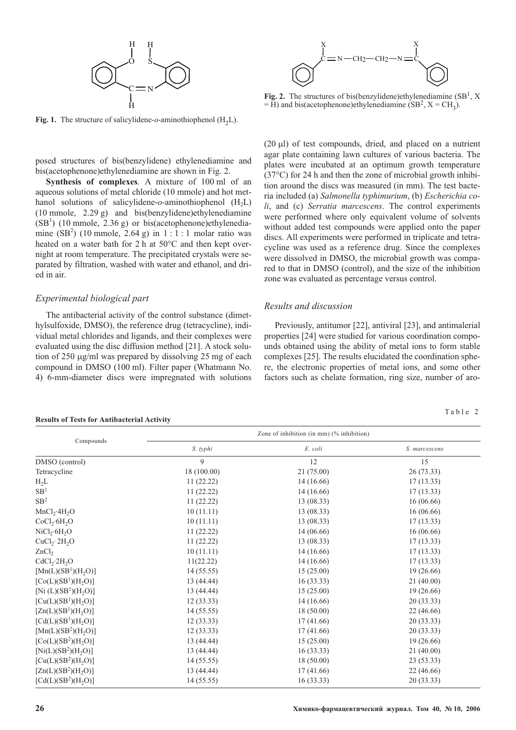**Fig. 1.** The structure of salicylidene-*o*-aminothiophenol ($H_2L$).

**Fig. 2.** The structures of bis(benzylidene)ethylenediamine ($SB^1$, X = H) and bis(acetophenone)ethylenediamine ($SB^2$, $X = CH_3$).

posed structures of bis(benzylidene) ethylenediamine and bis(acetophenone)ethylenediamine are shown in Fig. 2.

**Synthesis of complexes**. A mixture of 100 ml of an aqueous solutions of metal chloride (10 mmole) and hot methanol solutions of salicylidene-*o*-aminothiophenol ($H_2L$) (10 mmole, 2.29 g) and bis(benzylidene)ethylenediamine ($SB^1$) (10 mmole, 2.36 g) or bis(acetophenone)ethylenediamine ($SB^2$) (10 mmole, 2.64 g) in 1 : 1 : 1 molar ratio was heated on a water bath for 2 h at 50°C and then kept overnight at room temperature. The precipitated crystals were separated by filtration, washed with water and ethanol, and dried in air.

### *Experimental biological part*

The antibacterial activity of the control substance (dimethylsulfoxide, DMSO), the reference drug (tetracycline), individual metal chlorides and ligands, and their complexes were evaluated using the disc diffusion method [21]. A stock solution of 250 μg/ml was prepared by dissolving 25 mg of each compound in DMSO (100 ml). Filter paper (Whatmann No. 4) 6-mm-diameter discs were impregnated with solutions (20 μl) of test compounds, dried, and placed on a nutrient agar plate containing lawn cultures of various bacteria. The plates were incubated at an optimum growth temperature (37°C) for 24 h and then the zone of microbial growth inhibition around the discs was measured (in mm). The test bacteria included (a) *Salmonella typhimurium*, (b) *Escherichia coli*, and (c) *Serratia marcescens*. The control experiments were performed where only equivalent volume of solvents without added test compounds were applied onto the paper discs. All experiments were performed in triplicate and tetracycline was used as a reference drug. Since the complexes were dissolved in DMSO, the microbial growth was compared to that in DMSO (control), and the size of the inhibition zone was evaluated as percentage versus control.

### *Results and discussion*

Previously, antitumor [22], antiviral [23], and antimalerial properties [24] were studied for various coordination compounds obtained using the ability of metal ions to form stable complexes [25]. The results elucidated the coordination sphere, the electronic properties of metal ions, and some other factors such as chelate formation, ring size, number of aro-

Table 2

**Results of Tests for Antibacterial Activity**

| Compounds | Zone of inhibition (in mm) (% inhibition) | | |
|---|---|---|---|
| | *S. typhi* | *E. coli* | *S. marcescens* |
| DMSO (control) | 9 | 12 | 15 |
| Tetracycline | 18 (100.00) | 21 (75.00) | 26 (73.33) |
| $H_2L$ | 11 (22.22) | 14 (16.66) | 17 (13.33) |
| $SB^1$ | 11 (22.22) | 14 (16.66) | 17 (13.33) |
| $SB^2$ | 11 (22.22) | 13 (08.33) | 16 (06.66) |
| $MnCl_2{\cdot}4H_2O$ | 10 (11.11) | 13 (08.33) | 16 (06.66) |
| $CoCl_2{\cdot}6H_2O$ | 10 (11.11) | 13 (08.33) | 17 (13.33) |
| $NiCl_2{\cdot}6H_2O$ | 11 (22.22) | 14 (06.66) | 16 (06.66) |
| $CuCl_2{\cdot}2H_2O$ | 11 (22.22) | 13 (08.33) | 17 (13.33) |
| $ZnCl_2$ | 10 (11.11) | 14 (16.66) | 17 (13.33) |
| $CdCl_2{\cdot}2H_2O$ | 11(22.22) | 14 (16.66) | 17 (13.33) |
| $[Mn(L)(SB^1)(H_2O)]$ | 14 (55.55) | 15 (25.00) | 19 (26.66) |
| $[Co(L)(SB^1)(H_2O)]$ | 13 (44.44) | 16 (33.33) | 21 (40.00) |
| $[Ni(L)(SB^1)(H_2O)]$ | 13 (44.44) | 15 (25.00) | 19 (26.66) |
| $[Cu(L)(SB^1)(H_2O)]$ | 12 (33.33) | 14 (16.66) | 20 (33.33) |
| $[Zn(L)(SB^1)(H_2O)]$ | 14 (55.55) | 18 (50.00) | 22 (46.66) |
| $[Cd(L)(SB^1)(H_2O)]$ | 12 (33.33) | 17 (41.66) | 20 (33.33) |
| $[Mn(L)(SB^2)(H_2O)]$ | 12 (33.33) | 17 (41.66) | 20 (33.33) |
| $[Co(L)(SB^2)(H_2O)]$ | 13 (44.44) | 15 (25.00) | 19 (26.66) |
| $[Ni(L)(SB^2)(H_2O)]$ | 13 (44.44) | 16 (33.33) | 21 (40.00) |
| $[Cu(L)(SB^2)(H_2O)]$ | 14 (55.55) | 18 (50.00) | 23 (53.33) |
| $[Zn(L)(SB^2)(H_2O)]$ | 13 (44.44) | 17 (41.66) | 22 (46.66) |
| $[Cd(L)(SB^2)(H_2O)]$ | 14 (55.55) | 16 (33.33) | 20 (33.33) |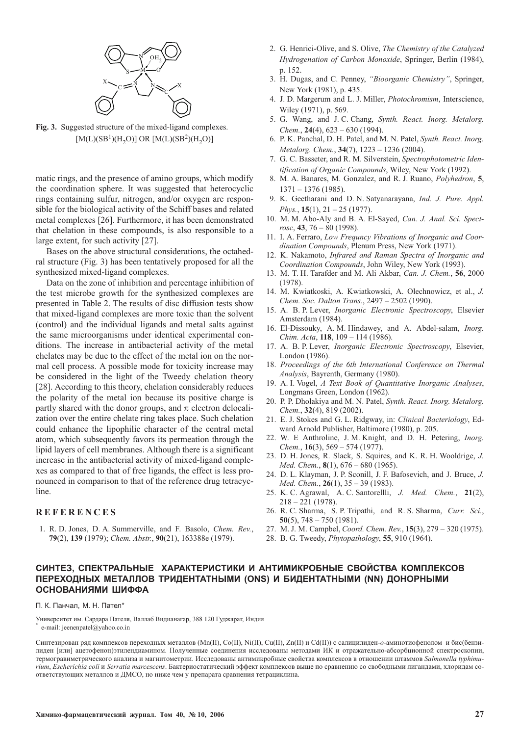**Fig. 3.** Suggested structure of the mixed-ligand complexes. $[M(L)(SB^1)(H_2O)]$ OR $[M(L)(SB^2)(H_2O)]$

matic rings, and the presence of amino groups, which modify the coordination sphere. It was suggested that heterocyclic rings containing sulfur, nitrogen, and/or oxygen are responsible for the biological activity of the Schiff bases and related metal complexes [26]. Furthermore, it has been demonstrated that chelation in these compounds, is also responsible to a large extent, for such activity [27].

Bases on the above structural considerations, the octahedral structure (Fig. 3) has been tentatively proposed for all the synthesized mixed-ligand complexes.

Data on the zone of inhibition and percentage inhibition of the test microbe growth for the synthesized complexes are presented in Table 2. The results of disc diffusion tests show that mixed-ligand complexes are more toxic than the solvent (control) and the individual ligands and metal salts against the same microorganisms under identical experimental conditions. The increase in antibacterial activity of the metal chelates may be due to the effect of the metal ion on the normal cell process. A possible mode for toxicity increase may be considered in the light of the Tweedy chelation theory [28]. According to this theory, chelation considerably reduces the polarity of the metal ion because its positive charge is partly shared with the donor groups, and π electron delocalization over the entire chelate ring takes place. Such chelation could enhance the lipophilic character of the central metal atom, which subsequently favors its permeation through the lipid layers of cell membranes. Although there is a significant increase in the antibacterial activity of mixed-ligand complexes as compared to that of free ligands, the effect is less pronounced in comparison to that of the reference drug tetracycline.

## REFERENCES

1. R. D. Jones, D. A. Summerville, and F. Basolo, *Chem. Rev.*, **79**(2), **139** (1979); *Chem. Abstr.*, **90**(21), 163388e (1979).
2. G. Henrici-Olive, and S. Olive, *The Chemistry of the Catalyzed Hydrogenation of Carbon Monoxide*, Springer, Berlin (1984), p. 152.
3. H. Dugas, and C. Penney, *"Bioorganic Chemistry"*, Springer, New York (1981), p. 435.
4. J. D. Margerum and L. J. Miller, *Photochromism*, Interscience, Wiley (1971), p. 569.
5. G. Wang, and J. C. Chang, *Synth. React. Inorg. Metalorg. Chem.*, **24**(4), 623 – 630 (1994).
6. P. K. Panchal, D. H. Patel, and M. N. Patel, *Synth. React. Inorg. Metalorg. Chem.*, **34**(7), 1223 – 1236 (2004).
7. G. C. Basseter, and R. M. Silverstein, *Spectrophotometric Identification of Organic Compounds*, Wiley, New York (1992).
8. M. A. Banares, M. Gonzalez, and R. J. Ruano, *Polyhedron*, **5**, 1371 – 1376 (1985).
9. K. Geetharani and D. N. Satyanarayana, *Ind. J. Pure. Appl. Phys.*, **15**(1), 21 – 25 (1977).
10. M. M. Abo-Aly and B. A. El-Sayed, *Can. J. Anal. Sci. Spectrosc*, **43**, 76 – 80 (1998).
11. I. A. Ferraro, *Low Frequncy Vibrations of Inorganic and Coordination Compounds*, Plenum Press, New York (1971).
12. K. Nakamoto, *Infrared and Raman Spectra of Inorganic and Coordination Compounds*, John Wiley, New York (1993).
13. M. T. H. Tarafder and M. Ali Akbar, *Can. J. Chem.*, **56**, 2000 (1978).
14. M. Kwiatkoski, A. Kwiatkowski, A. Olechnowicz, et al., *J. Chem. Soc. Dalton Trans.*, 2497 – 2502 (1990).
15. A. B. P. Lever, *Inorganic Electronic Spectroscopy*, Elsevier Amsterdam (1984).
16. El-Dissouky, A. M. Hindawey, and A. Abdel-salam, *Inorg. Chim. Acta*, **118**, 109 – 114 (1986).
17. A. B. P. Lever, *Inorganic Electronic Spectroscopy*, Elsevier, London (1986).
18. *Proceedings of the 6th International Conference on Thermal Analysis*, Bayrenth, Germany (1980).
19. A. I. Vogel, *A Text Book of Quantitative Inorganic Analyses*, Longmans Green, London (1962).
20. P. P. Dholakiya and M. N. Patel, *Synth. React. Inorg. Metalorg. Chem.*, **32**(4), 819 (2002).
21. E. J. Stokes and G. L. Ridgway, in: *Clinical Bacteriology*, Edward Arnold Publisher, Baltimore (1980), p. 205.
22. W. E Anthroline, J. M. Knight, and D. H. Petering, *Inorg. Chem.*, **16**(3), 569 – 574 (1977).
23. D. H. Jones, R. Slack, S. Squires, and K. R. H. Wooldrige, *J. Med. Chem.*, **8**(1), 676 – 680 (1965).
24. D. L. Klayman, J. P. Sconill, J. F. Bafosevich, and J. Bruce, *J. Med. Chem.*, **26**(1), 35 – 39 (1983).
25. K. C. Agrawal, A. C. Santorellli, *J. Med. Chem.*, **21**(2), 218 – 221 (1978).
26. R. C. Sharma, S. P. Tripathi, and R. S. Sharma, *Curr. Sci.*, **50**(5), 748 – 750 (1981).
27. M. J. M. Campbel, *Coord. Chem. Rev.*, **15**(3), 279 – 320 (1975).
28. B. G. Tweedy, *Phytopathology*, **55**, 910 (1964).

## СИНТЕЗ, СПЕКТРАЛЬНЫЕ ХАРАКТЕРИСТИКИ И АНТИМИКРОБНЫЕ СВОЙСТВА КОМПЛЕКСОВ ПЕРЕХОДНЫХ МЕТАЛЛОВ ТРИДЕНТАТНЫМИ (ONS) И БИДЕНТАТНЫМИ (NN) ДОНОРНЫМИ ОСНОВАНИЯМИ ШИФФА

П. К. Панчал, М. Н. Пател*

Университет им. Сардара Пателя, Валлаб Видианагар, 388 120 Гуджарат, Индия
\* e-mail: jeenenpatel@yahoo.co.in

Синтезирован ряд комплексов переходных металлов (Mn(II), Co(II), Ni(II), Cu(II), Zn(II) и Cd(II)) с салицилиден-*о*-аминотиофенолом и бис(бензилиден [или] ацетофенон)этилендиамином. Полученные соединения исследованы методами ИК и отражательно-абсорбционной спектроскопии, термогравиметрического анализа и магнитометрии. Исследованы антимикробные свойства комплексов в отношении штаммов *Salmonella typhimurium*, *Escherichia coli* и *Serratia marcescens*. Бактериостатический эффект комплексов выше по сравнению со свободными лигандами, хлоридам соответствующих металлов и ДМСО, но ниже чем у препарата сравнения тетрациклина.